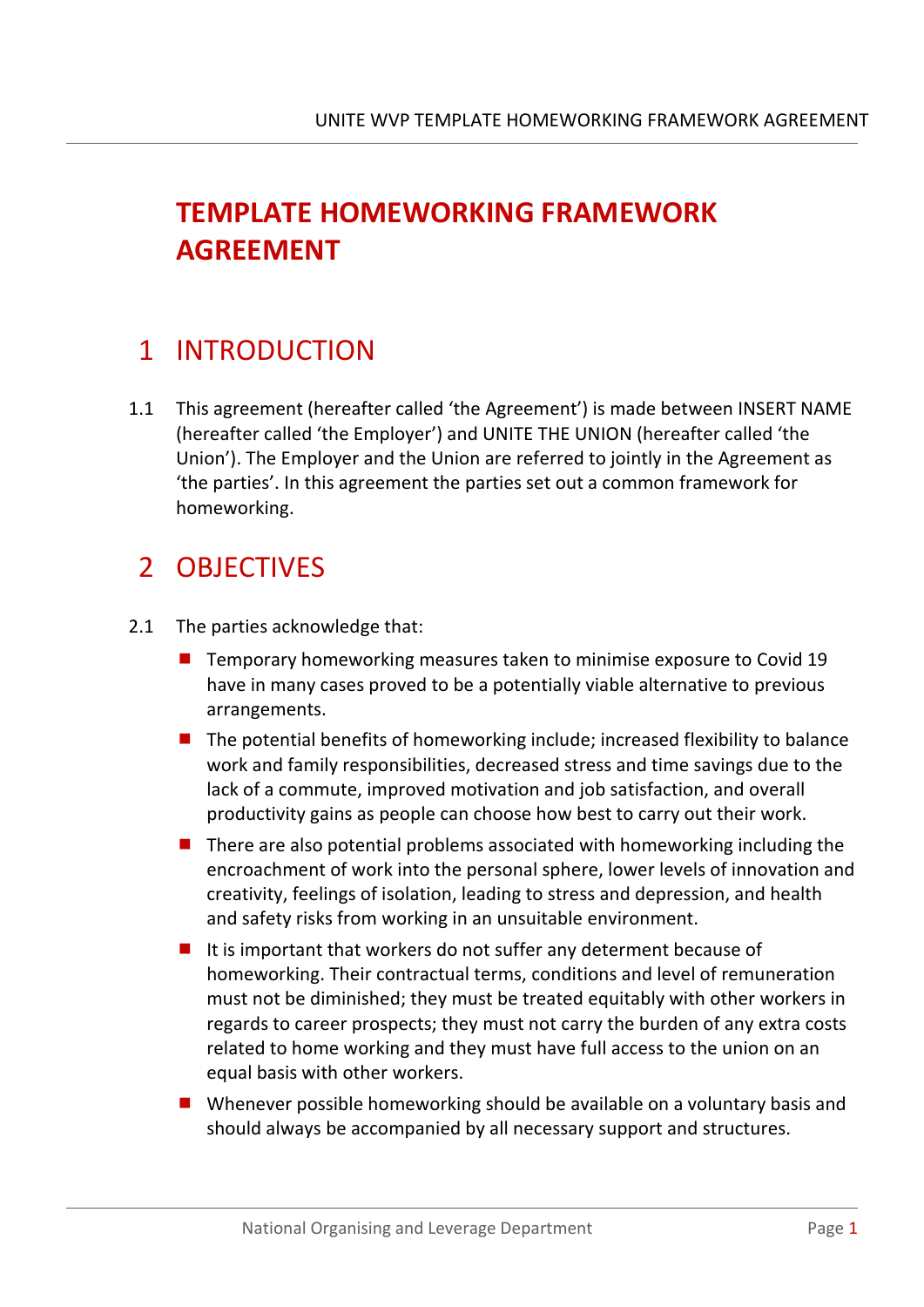# TEMPLATE HOMEWORKING FRAMEWORK AGREEMENT

## 1 INTRODUCTION

1.1 This agreement (hereafter called ‘the Agreement’) is made between INSERT NAME (hereafter called ‘the Employer’) and UNITE THE UNION (hereafter called ‘the Union’). The Employer and the Union are referred to jointly in the Agreement as ‘the parties’. In this agreement the parties set out a common framework for homeworking.

## 2 OBJECTIVES

2.1 The parties acknowledge that:

- Temporary homeworking measures taken to minimise exposure to Covid 19 have in many cases proved to be a potentially viable alternative to previous arrangements.
- The potential benefits of homeworking include; increased flexibility to balance work and family responsibilities, decreased stress and time savings due to the lack of a commute, improved motivation and job satisfaction, and overall productivity gains as people can choose how best to carry out their work.
- There are also potential problems associated with homeworking including the encroachment of work into the personal sphere, lower levels of innovation and creativity, feelings of isolation, leading to stress and depression, and health and safety risks from working in an unsuitable environment.
- It is important that workers do not suffer any determent because of homeworking. Their contractual terms, conditions and level of remuneration must not be diminished; they must be treated equitably with other workers in regards to career prospects; they must not carry the burden of any extra costs related to home working and they must have full access to the union on an equal basis with other workers.
- Whenever possible homeworking should be available on a voluntary basis and should always be accompanied by all necessary support and structures.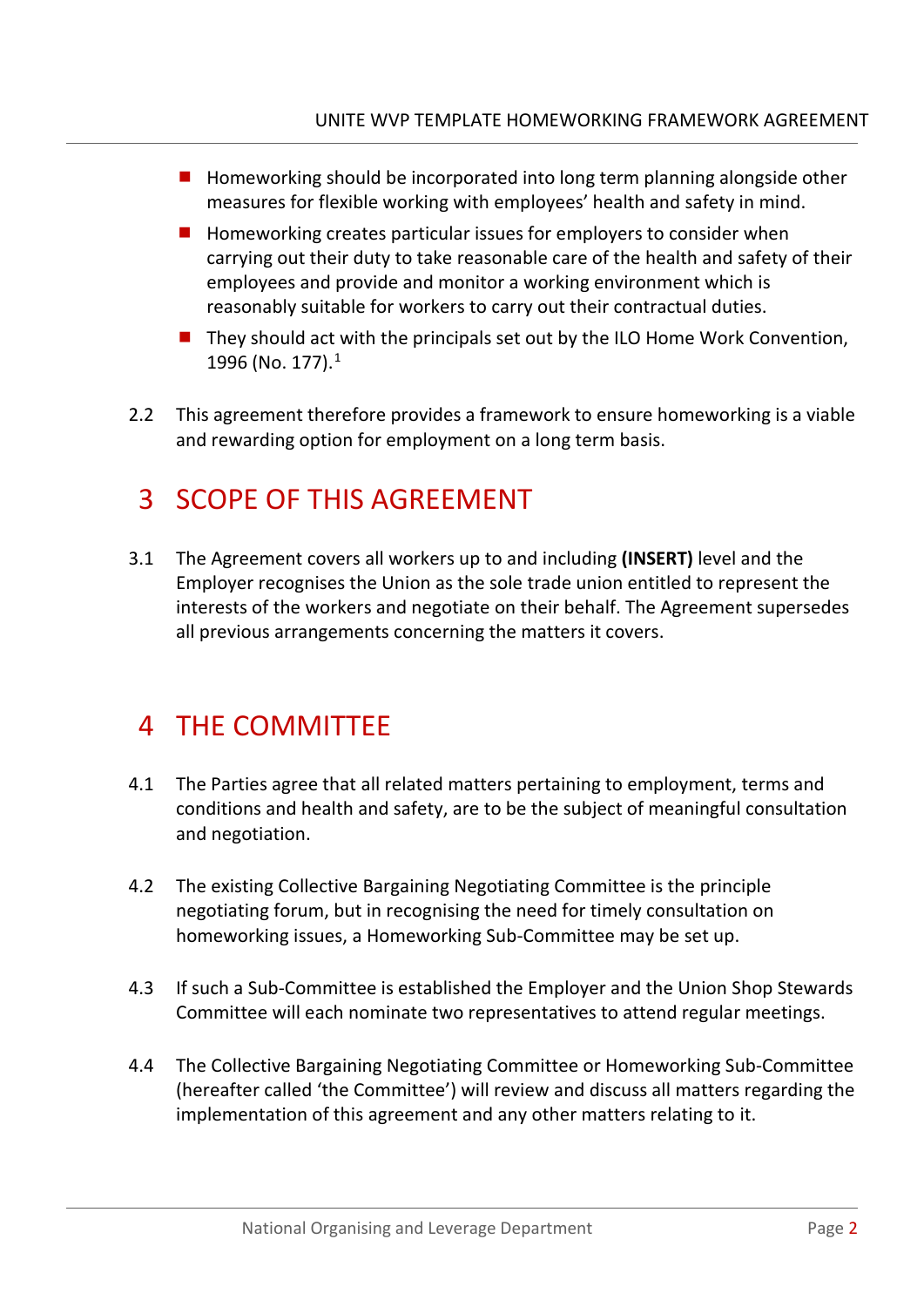- Homeworking should be incorporated into long term planning alongside other measures for flexible working with employees' health and safety in mind.
- Homeworking creates particular issues for employers to consider when carrying out their duty to take reasonable care of the health and safety of their employees and provide and monitor a working environment which is reasonably suitable for workers to carry out their contractual duties.
- They should act with the principals set out by the ILO Home Work Convention, 1996 (No. 177).[1]

2.2 This agreement therefore provides a framework to ensure homeworking is a viable and rewarding option for employment on a long term basis.

## 3 SCOPE OF THIS AGREEMENT

3.1 The Agreement covers all workers up to and including **(INSERT)** level and the Employer recognises the Union as the sole trade union entitled to represent the interests of the workers and negotiate on their behalf. The Agreement supersedes all previous arrangements concerning the matters it covers.

## 4 THE COMMITTEE

4.1 The Parties agree that all related matters pertaining to employment, terms and conditions and health and safety, are to be the subject of meaningful consultation and negotiation.

4.2 The existing Collective Bargaining Negotiating Committee is the principle negotiating forum, but in recognising the need for timely consultation on homeworking issues, a Homeworking Sub-Committee may be set up.

4.3 If such a Sub-Committee is established the Employer and the Union Shop Stewards Committee will each nominate two representatives to attend regular meetings.

4.4 The Collective Bargaining Negotiating Committee or Homeworking Sub-Committee (hereafter called 'the Committee') will review and discuss all matters regarding the implementation of this agreement and any other matters relating to it.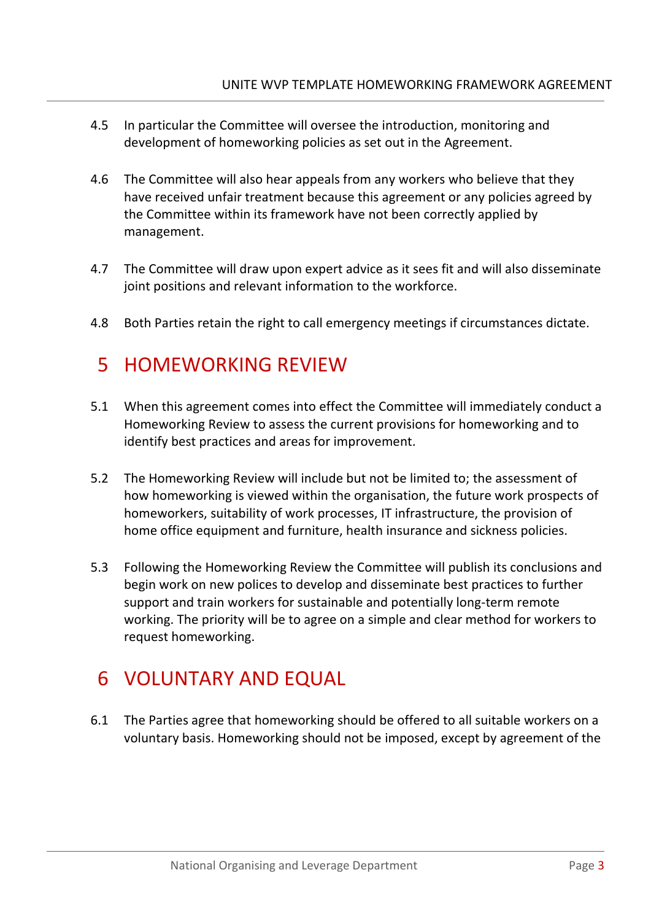4.5 In particular the Committee will oversee the introduction, monitoring and development of homeworking policies as set out in the Agreement.

4.6 The Committee will also hear appeals from any workers who believe that they have received unfair treatment because this agreement or any policies agreed by the Committee within its framework have not been correctly applied by management.

4.7 The Committee will draw upon expert advice as it sees fit and will also disseminate joint positions and relevant information to the workforce.

4.8 Both Parties retain the right to call emergency meetings if circumstances dictate.

# 5 HOMEWORKING REVIEW

5.1 When this agreement comes into effect the Committee will immediately conduct a Homeworking Review to assess the current provisions for homeworking and to identify best practices and areas for improvement.

5.2 The Homeworking Review will include but not be limited to; the assessment of how homeworking is viewed within the organisation, the future work prospects of homeworkers, suitability of work processes, IT infrastructure, the provision of home office equipment and furniture, health insurance and sickness policies.

5.3 Following the Homeworking Review the Committee will publish its conclusions and begin work on new polices to develop and disseminate best practices to further support and train workers for sustainable and potentially long-term remote working. The priority will be to agree on a simple and clear method for workers to request homeworking.

# 6 VOLUNTARY AND EQUAL

6.1 The Parties agree that homeworking should be offered to all suitable workers on a voluntary basis. Homeworking should not be imposed, except by agreement of the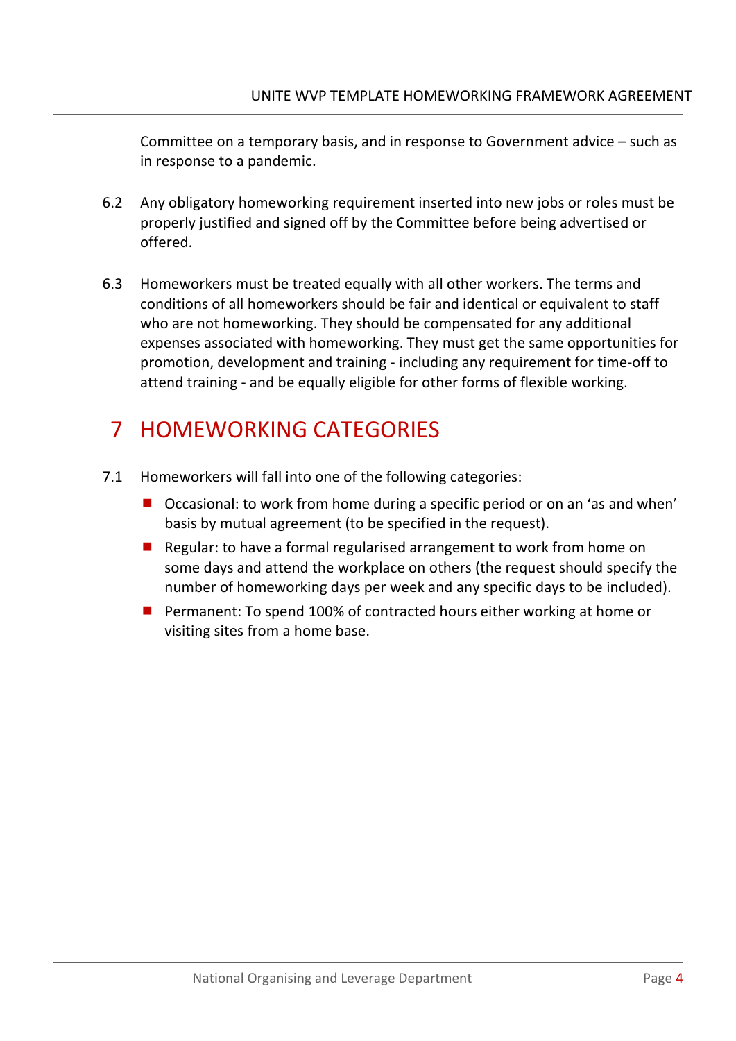Committee on a temporary basis, and in response to Government advice – such as in response to a pandemic.

6.2 Any obligatory homeworking requirement inserted into new jobs or roles must be properly justified and signed off by the Committee before being advertised or offered.

6.3 Homeworkers must be treated equally with all other workers. The terms and conditions of all homeworkers should be fair and identical or equivalent to staff who are not homeworking. They should be compensated for any additional expenses associated with homeworking. They must get the same opportunities for promotion, development and training - including any requirement for time-off to attend training - and be equally eligible for other forms of flexible working.

# 7 HOMEWORKING CATEGORIES

7.1 Homeworkers will fall into one of the following categories:

- Occasional: to work from home during a specific period or on an 'as and when' basis by mutual agreement (to be specified in the request).
- Regular: to have a formal regularised arrangement to work from home on some days and attend the workplace on others (the request should specify the number of homeworking days per week and any specific days to be included).
- Permanent: To spend 100% of contracted hours either working at home or visiting sites from a home base.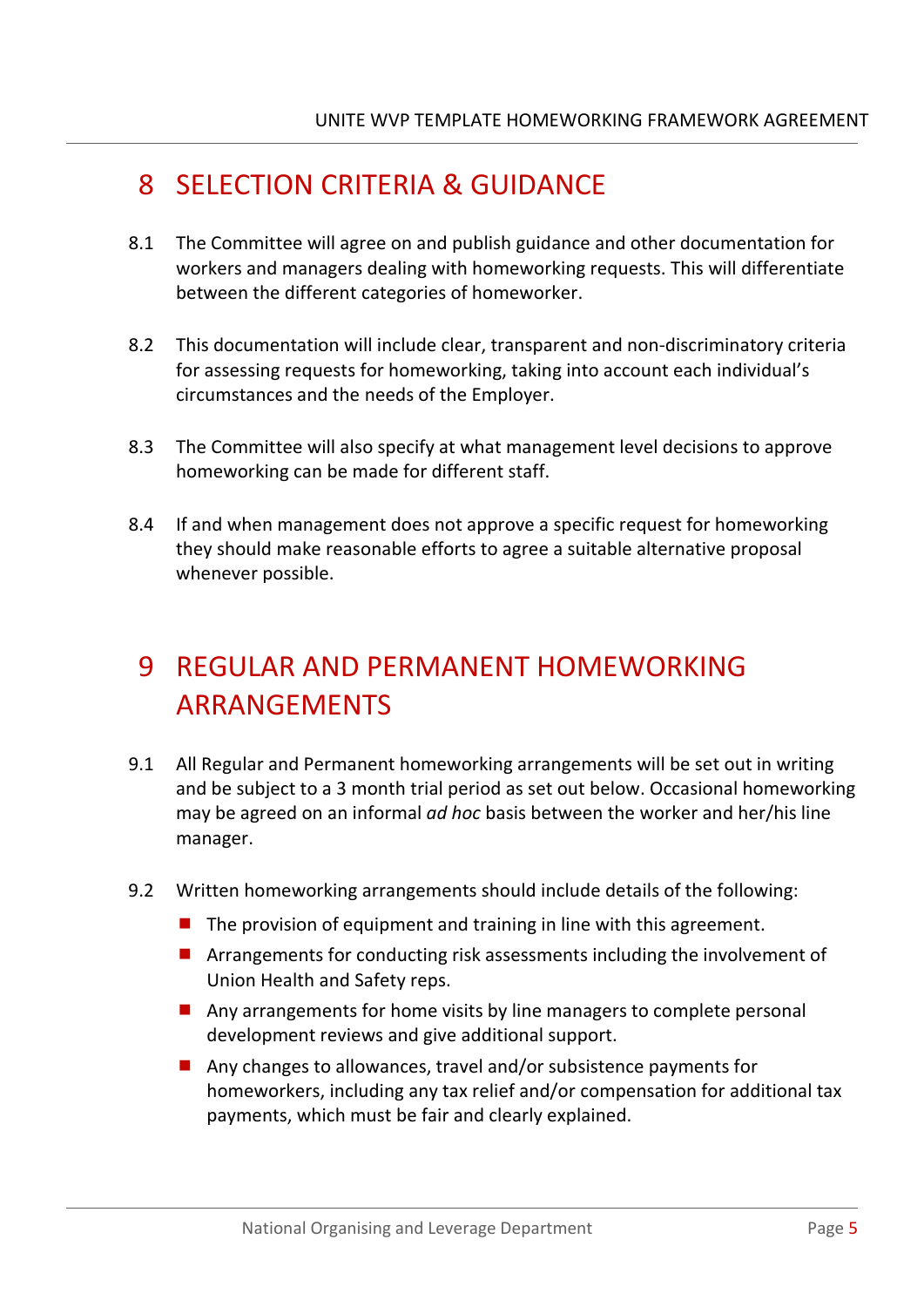# 8 SELECTION CRITERIA & GUIDANCE

8.1 The Committee will agree on and publish guidance and other documentation for workers and managers dealing with homeworking requests. This will differentiate between the different categories of homeworker.

8.2 This documentation will include clear, transparent and non-discriminatory criteria for assessing requests for homeworking, taking into account each individual's circumstances and the needs of the Employer.

8.3 The Committee will also specify at what management level decisions to approve homeworking can be made for different staff.

8.4 If and when management does not approve a specific request for homeworking they should make reasonable efforts to agree a suitable alternative proposal whenever possible.

# 9 REGULAR AND PERMANENT HOMEWORKING ARRANGEMENTS

9.1 All Regular and Permanent homeworking arrangements will be set out in writing and be subject to a 3 month trial period as set out below. Occasional homeworking may be agreed on an informal *ad hoc* basis between the worker and her/his line manager.

9.2 Written homeworking arrangements should include details of the following:

- The provision of equipment and training in line with this agreement.
- Arrangements for conducting risk assessments including the involvement of Union Health and Safety reps.
- Any arrangements for home visits by line managers to complete personal development reviews and give additional support.
- Any changes to allowances, travel and/or subsistence payments for homeworkers, including any tax relief and/or compensation for additional tax payments, which must be fair and clearly explained.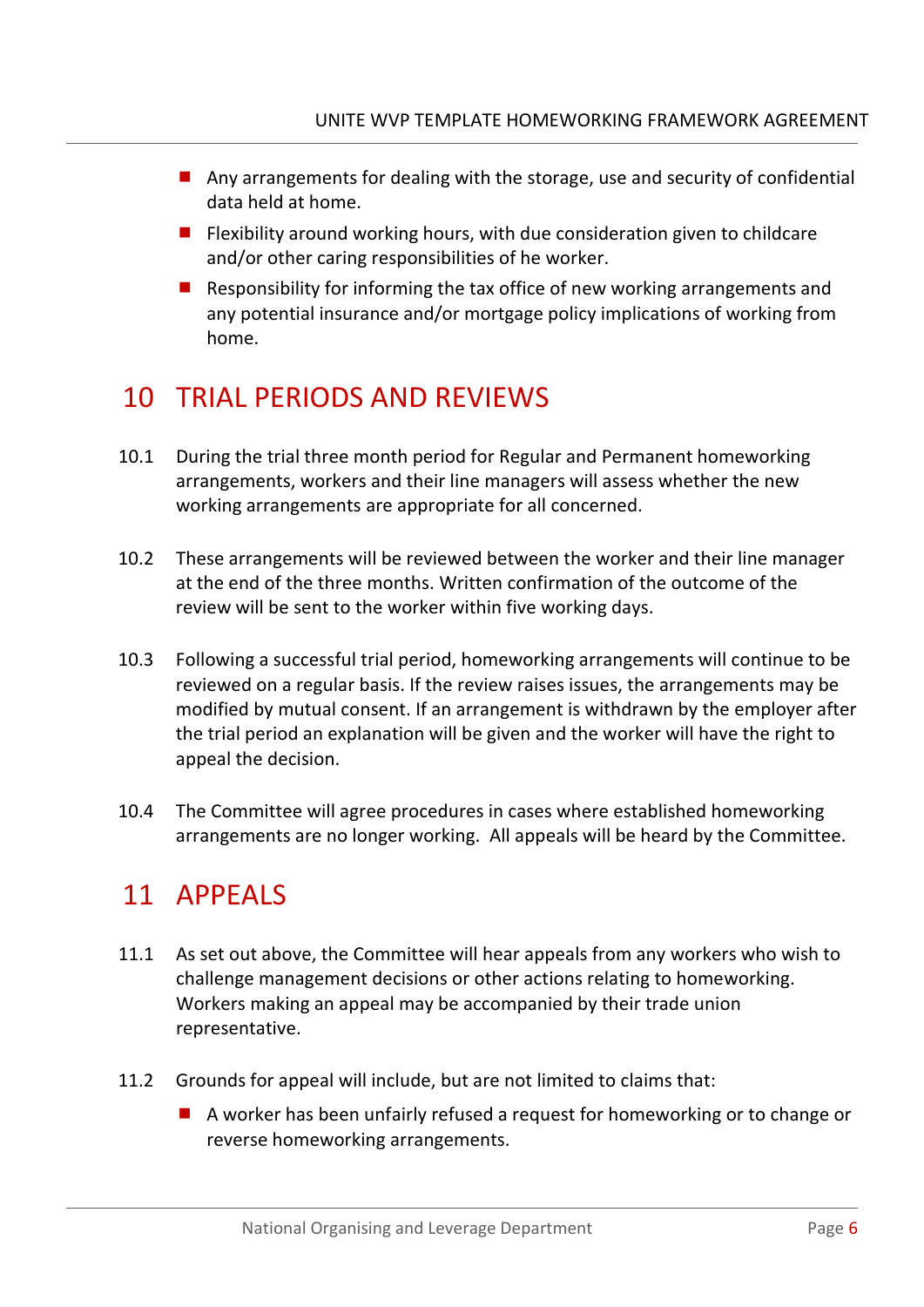- Any arrangements for dealing with the storage, use and security of confidential data held at home.
- Flexibility around working hours, with due consideration given to childcare and/or other caring responsibilities of he worker.
- Responsibility for informing the tax office of new working arrangements and any potential insurance and/or mortgage policy implications of working from home.

## 10 TRIAL PERIODS AND REVIEWS

10.1 During the trial three month period for Regular and Permanent homeworking arrangements, workers and their line managers will assess whether the new working arrangements are appropriate for all concerned.

10.2 These arrangements will be reviewed between the worker and their line manager at the end of the three months. Written confirmation of the outcome of the review will be sent to the worker within five working days.

10.3 Following a successful trial period, homeworking arrangements will continue to be reviewed on a regular basis. If the review raises issues, the arrangements may be modified by mutual consent. If an arrangement is withdrawn by the employer after the trial period an explanation will be given and the worker will have the right to appeal the decision.

10.4 The Committee will agree procedures in cases where established homeworking arrangements are no longer working. All appeals will be heard by the Committee.

## 11 APPEALS

11.1 As set out above, the Committee will hear appeals from any workers who wish to challenge management decisions or other actions relating to homeworking. Workers making an appeal may be accompanied by their trade union representative.

11.2 Grounds for appeal will include, but are not limited to claims that:

- A worker has been unfairly refused a request for homeworking or to change or reverse homeworking arrangements.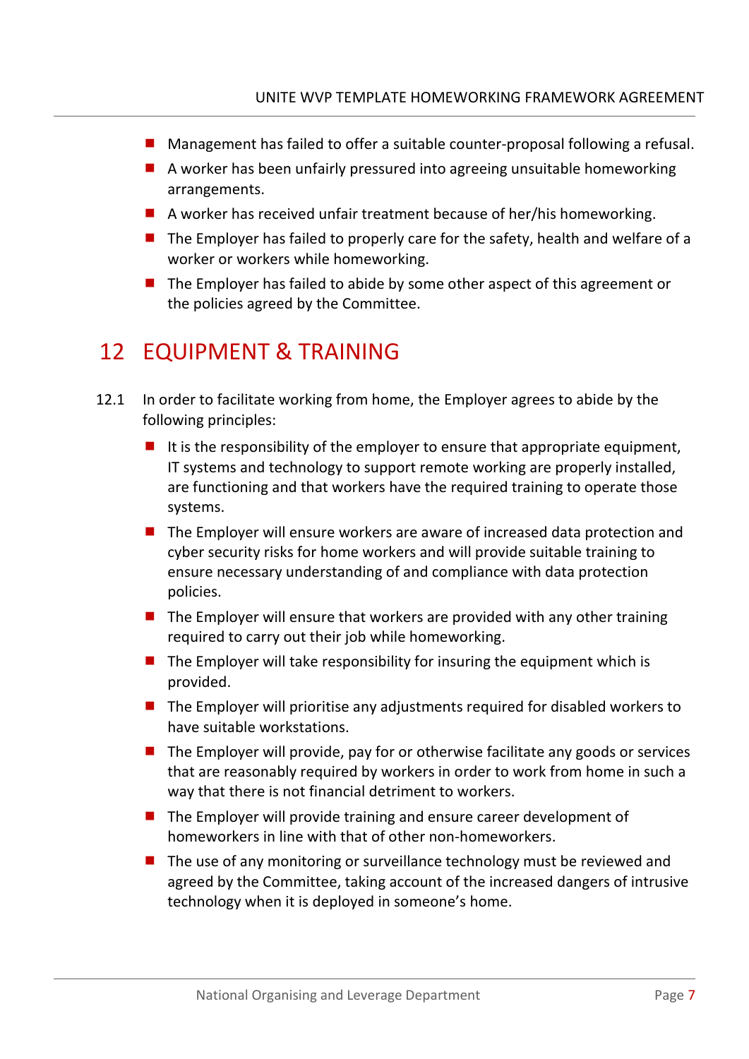- Management has failed to offer a suitable counter-proposal following a refusal.
- A worker has been unfairly pressured into agreeing unsuitable homeworking arrangements.
- A worker has received unfair treatment because of her/his homeworking.
- The Employer has failed to properly care for the safety, health and welfare of a worker or workers while homeworking.
- The Employer has failed to abide by some other aspect of this agreement or the policies agreed by the Committee.

# 12 EQUIPMENT & TRAINING

12.1 In order to facilitate working from home, the Employer agrees to abide by the following principles:

- It is the responsibility of the employer to ensure that appropriate equipment, IT systems and technology to support remote working are properly installed, are functioning and that workers have the required training to operate those systems.
- The Employer will ensure workers are aware of increased data protection and cyber security risks for home workers and will provide suitable training to ensure necessary understanding of and compliance with data protection policies.
- The Employer will ensure that workers are provided with any other training required to carry out their job while homeworking.
- The Employer will take responsibility for insuring the equipment which is provided.
- The Employer will prioritise any adjustments required for disabled workers to have suitable workstations.
- The Employer will provide, pay for or otherwise facilitate any goods or services that are reasonably required by workers in order to work from home in such a way that there is not financial detriment to workers.
- The Employer will provide training and ensure career development of homeworkers in line with that of other non-homeworkers.
- The use of any monitoring or surveillance technology must be reviewed and agreed by the Committee, taking account of the increased dangers of intrusive technology when it is deployed in someone's home.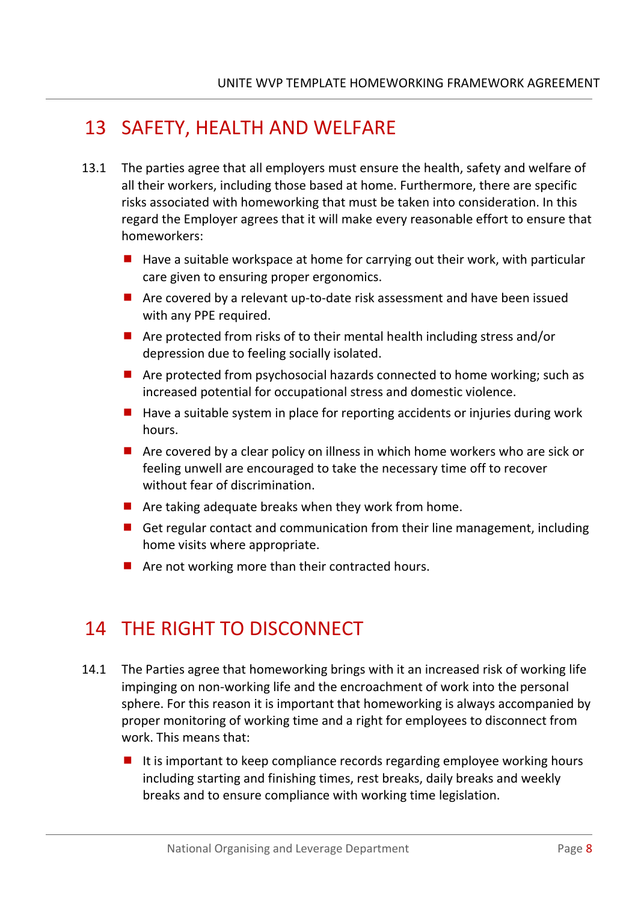# 13 SAFETY, HEALTH AND WELFARE

13.1 The parties agree that all employers must ensure the health, safety and welfare of all their workers, including those based at home. Furthermore, there are specific risks associated with homeworking that must be taken into consideration. In this regard the Employer agrees that it will make every reasonable effort to ensure that homeworkers:

- Have a suitable workspace at home for carrying out their work, with particular care given to ensuring proper ergonomics.
- Are covered by a relevant up-to-date risk assessment and have been issued with any PPE required.
- Are protected from risks of to their mental health including stress and/or depression due to feeling socially isolated.
- Are protected from psychosocial hazards connected to home working; such as increased potential for occupational stress and domestic violence.
- Have a suitable system in place for reporting accidents or injuries during work hours.
- Are covered by a clear policy on illness in which home workers who are sick or feeling unwell are encouraged to take the necessary time off to recover without fear of discrimination.
- Are taking adequate breaks when they work from home.
- Get regular contact and communication from their line management, including home visits where appropriate.
- Are not working more than their contracted hours.

# 14 THE RIGHT TO DISCONNECT

14.1 The Parties agree that homeworking brings with it an increased risk of working life impinging on non-working life and the encroachment of work into the personal sphere. For this reason it is important that homeworking is always accompanied by proper monitoring of working time and a right for employees to disconnect from work. This means that:

- It is important to keep compliance records regarding employee working hours including starting and finishing times, rest breaks, daily breaks and weekly breaks and to ensure compliance with working time legislation.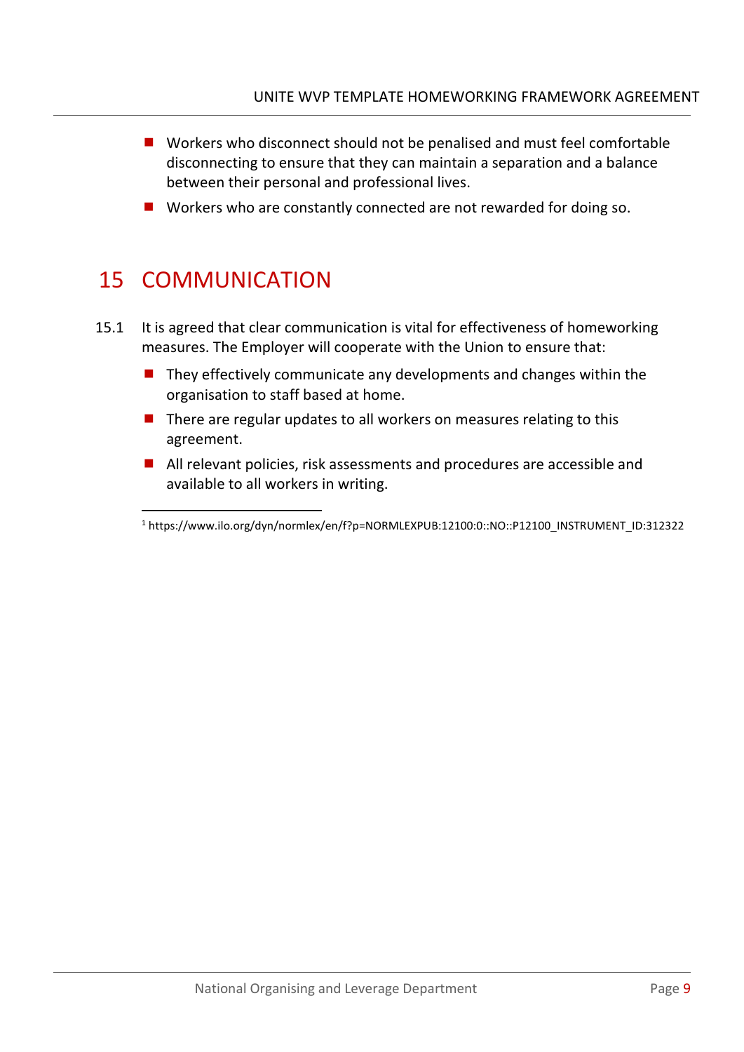- Workers who disconnect should not be penalised and must feel comfortable disconnecting to ensure that they can maintain a separation and a balance between their personal and professional lives.
- Workers who are constantly connected are not rewarded for doing so.

# 15 COMMUNICATION

15.1 It is agreed that clear communication is vital for effectiveness of homeworking measures. The Employer will cooperate with the Union to ensure that:

- They effectively communicate any developments and changes within the organisation to staff based at home.
- There are regular updates to all workers on measures relating to this agreement.
- All relevant policies, risk assessments and procedures are accessible and available to all workers in writing.

---

[1] https://www.ilo.org/dyn/normlex/en/f?p=NORMLEXPUB:12100:0::NO::P12100_INSTRUMENT_ID:312322